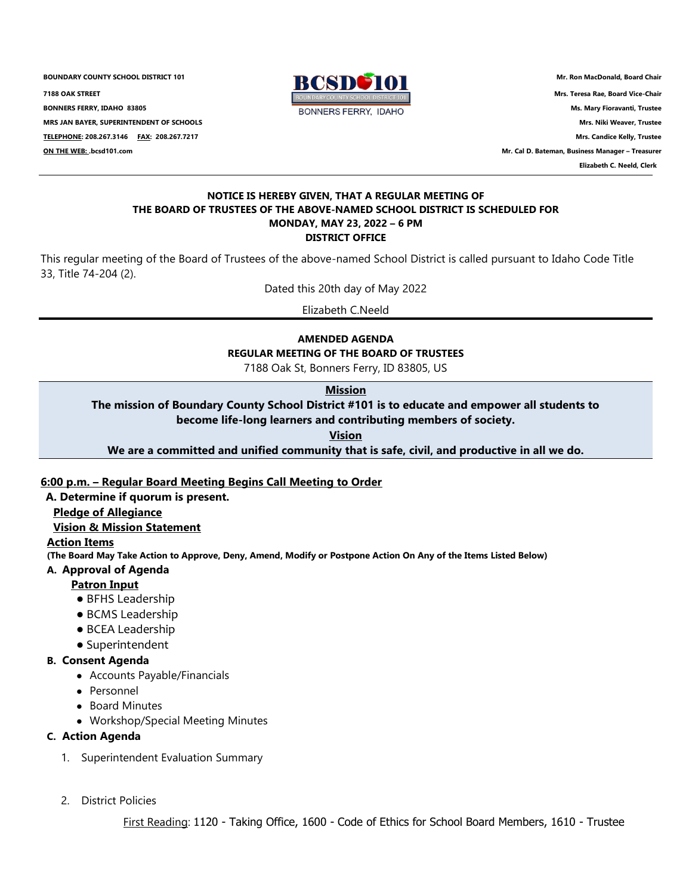**BOUNDARY COUNTY SCHOOL DISTRICT 101**
**7188 OAK STREET**
**BONNERS FERRY, IDAHO 83805**
**MRS JAN BAYER, SUPERINTENDENT OF SCHOOLS**
**TELEPHONE: 208.267.3146 FAX: 208.267.7217**
**ON THE WEB: .bcsd101.com**

BCSD 101
BOUNDARY COUNTY SCHOOL DISTRICT 101
BONNERS FERRY, IDAHO

**Mr. Ron MacDonald, Board Chair**
**Mrs. Teresa Rae, Board Vice-Chair**
**Ms. Mary Fioravanti, Trustee**
**Mrs. Niki Weaver, Trustee**
**Mrs. Candice Kelly, Trustee**
**Mr. Cal D. Bateman, Business Manager – Treasurer**
**Elizabeth C. Neeld, Clerk**

---

**NOTICE IS HEREBY GIVEN, THAT A REGULAR MEETING OF THE BOARD OF TRUSTEES OF THE ABOVE-NAMED SCHOOL DISTRICT IS SCHEDULED FOR MONDAY, MAY 23, 2022 – 6 PM DISTRICT OFFICE**

This regular meeting of the Board of Trustees of the above-named School District is called pursuant to Idaho Code Title 33, Title 74-204 (2).

Dated this 20th day of May 2022

Elizabeth C.Neeld

---

**AMENDED AGENDA**
**REGULAR MEETING OF THE BOARD OF TRUSTEES**
7188 Oak St, Bonners Ferry, ID 83805, US

**Mission**
**The mission of Boundary County School District #101 is to educate and empower all students to become life-long learners and contributing members of society.**
**Vision**
**We are a committed and unified community that is safe, civil, and productive in all we do.**

**6:00 p.m. – Regular Board Meeting Begins Call Meeting to Order**

**A. Determine if quorum is present.**

**Pledge of Allegiance**

**Vision & Mission Statement**

**Action Items**

**(The Board May Take Action to Approve, Deny, Amend, Modify or Postpone Action On Any of the Items Listed Below)**

**A. Approval of Agenda**

**Patron Input**

- BFHS Leadership
- BCMS Leadership
- BCEA Leadership
- Superintendent

**B. Consent Agenda**

- Accounts Payable/Financials
- Personnel
- Board Minutes
- Workshop/Special Meeting Minutes

**C. Action Agenda**

1. Superintendent Evaluation Summary

2. District Policies

First Reading: 1120 - Taking Office, 1600 - Code of Ethics for School Board Members, 1610 - Trustee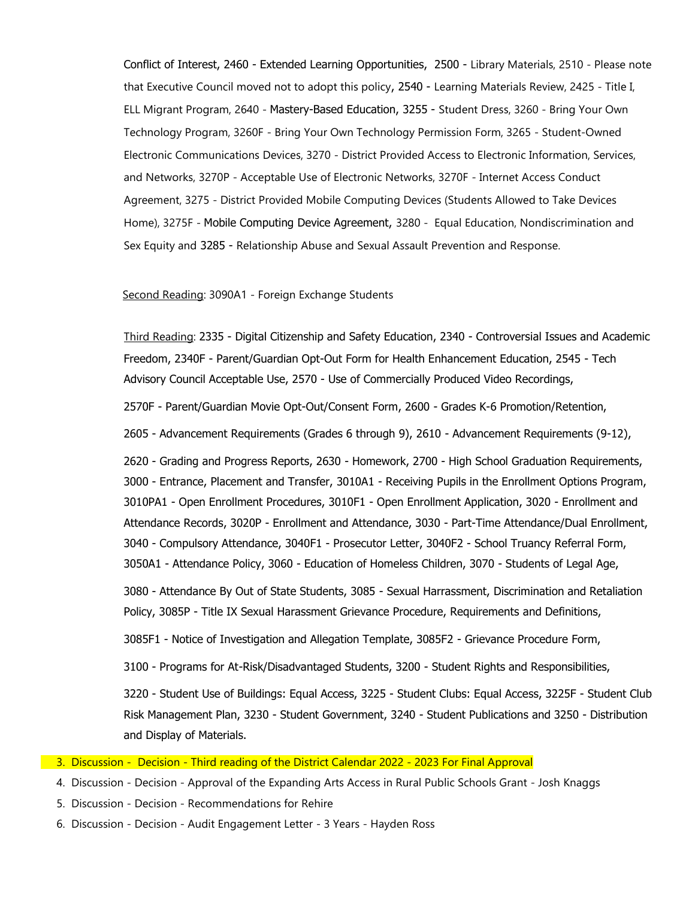Conflict of Interest, 2460 - Extended Learning Opportunities, 2500 - Library Materials, 2510 - Please note that Executive Council moved not to adopt this policy, 2540 - Learning Materials Review, 2425 - Title I, ELL Migrant Program, 2640 - Mastery-Based Education, 3255 - Student Dress, 3260 - Bring Your Own Technology Program, 3260F - Bring Your Own Technology Permission Form, 3265 - Student-Owned Electronic Communications Devices, 3270 - District Provided Access to Electronic Information, Services, and Networks, 3270P - Acceptable Use of Electronic Networks, 3270F - Internet Access Conduct Agreement, 3275 - District Provided Mobile Computing Devices (Students Allowed to Take Devices Home), 3275F - Mobile Computing Device Agreement, 3280 - Equal Education, Nondiscrimination and Sex Equity and 3285 - Relationship Abuse and Sexual Assault Prevention and Response.

Second Reading: 3090A1 - Foreign Exchange Students

Third Reading: 2335 - Digital Citizenship and Safety Education, 2340 - Controversial Issues and Academic Freedom, 2340F - Parent/Guardian Opt-Out Form for Health Enhancement Education, 2545 - Tech Advisory Council Acceptable Use, 2570 - Use of Commercially Produced Video Recordings,

2570F - Parent/Guardian Movie Opt-Out/Consent Form, 2600 - Grades K-6 Promotion/Retention,

2605 - Advancement Requirements (Grades 6 through 9), 2610 - Advancement Requirements (9-12),

2620 - Grading and Progress Reports, 2630 - Homework, 2700 - High School Graduation Requirements, 3000 - Entrance, Placement and Transfer, 3010A1 - Receiving Pupils in the Enrollment Options Program, 3010PA1 - Open Enrollment Procedures, 3010F1 - Open Enrollment Application, 3020 - Enrollment and Attendance Records, 3020P - Enrollment and Attendance, 3030 - Part-Time Attendance/Dual Enrollment, 3040 - Compulsory Attendance, 3040F1 - Prosecutor Letter, 3040F2 - School Truancy Referral Form, 3050A1 - Attendance Policy, 3060 - Education of Homeless Children, 3070 - Students of Legal Age,

3080 - Attendance By Out of State Students, 3085 - Sexual Harrassment, Discrimination and Retaliation Policy, 3085P - Title IX Sexual Harassment Grievance Procedure, Requirements and Definitions,

3085F1 - Notice of Investigation and Allegation Template, 3085F2 - Grievance Procedure Form,

3100 - Programs for At-Risk/Disadvantaged Students, 3200 - Student Rights and Responsibilities,

3220 - Student Use of Buildings: Equal Access, 3225 - Student Clubs: Equal Access, 3225F - Student Club Risk Management Plan, 3230 - Student Government, 3240 - Student Publications and 3250 - Distribution and Display of Materials.

3. Discussion - Decision - Third reading of the District Calendar 2022 - 2023 For Final Approval
4. Discussion - Decision - Approval of the Expanding Arts Access in Rural Public Schools Grant - Josh Knaggs
5. Discussion - Decision - Recommendations for Rehire
6. Discussion - Decision - Audit Engagement Letter - 3 Years - Hayden Ross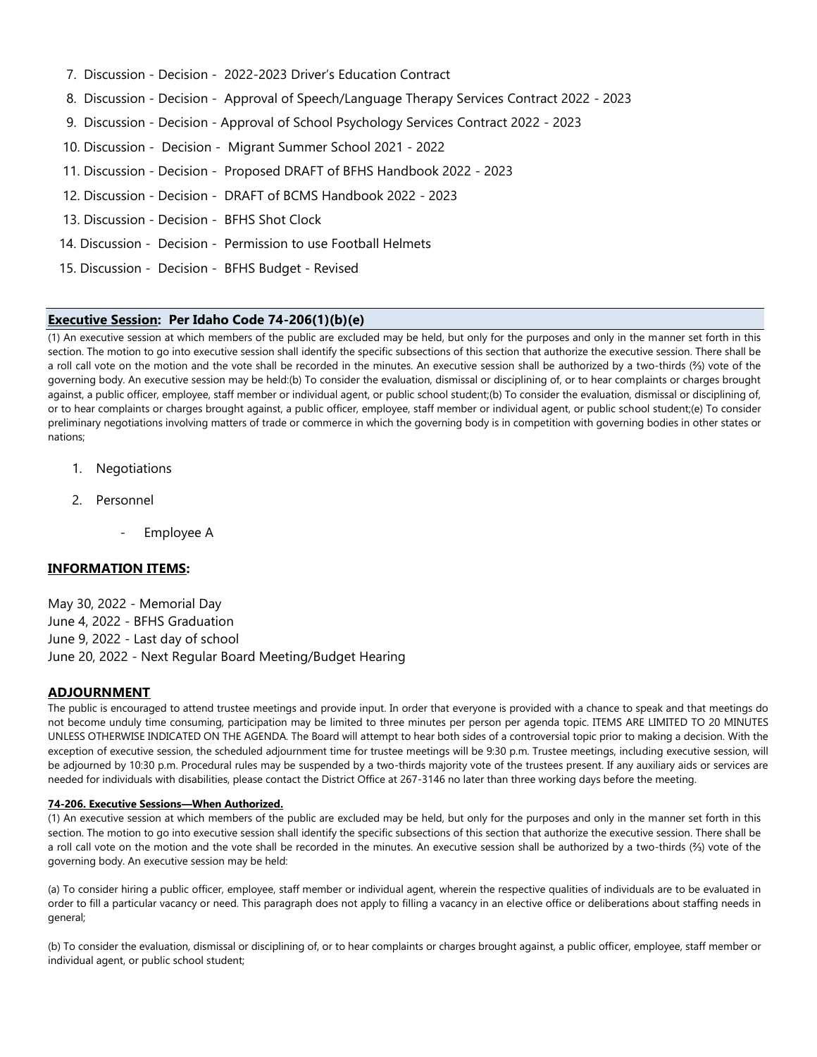7. Discussion - Decision - 2022-2023 Driver's Education Contract
8. Discussion - Decision - Approval of Speech/Language Therapy Services Contract 2022 - 2023
9. Discussion - Decision - Approval of School Psychology Services Contract 2022 - 2023
10. Discussion - Decision - Migrant Summer School 2021 - 2022
11. Discussion - Decision - Proposed DRAFT of BFHS Handbook 2022 - 2023
12. Discussion - Decision - DRAFT of BCMS Handbook 2022 - 2023
13. Discussion - Decision - BFHS Shot Clock
14. Discussion - Decision - Permission to use Football Helmets
15. Discussion - Decision - BFHS Budget - Revised

## **Executive Session: Per Idaho Code 74-206(1)(b)(e)**

(1) An executive session at which members of the public are excluded may be held, but only for the purposes and only in the manner set forth in this section. The motion to go into executive session shall identify the specific subsections of this section that authorize the executive session. There shall be a roll call vote on the motion and the vote shall be recorded in the minutes. An executive session shall be authorized by a two-thirds (⅔) vote of the governing body. An executive session may be held:(b) To consider the evaluation, dismissal or disciplining of, or to hear complaints or charges brought against, a public officer, employee, staff member or individual agent, or public school student;(b) To consider the evaluation, dismissal or disciplining of, or to hear complaints or charges brought against, a public officer, employee, staff member or individual agent, or public school student;(e) To consider preliminary negotiations involving matters of trade or commerce in which the governing body is in competition with governing bodies in other states or nations;

1. Negotiations
2. Personnel
    - Employee A

## **INFORMATION ITEMS:**

May 30, 2022 - Memorial Day
June 4, 2022 - BFHS Graduation
June 9, 2022 - Last day of school
June 20, 2022 - Next Regular Board Meeting/Budget Hearing

## **ADJOURNMENT**

The public is encouraged to attend trustee meetings and provide input. In order that everyone is provided with a chance to speak and that meetings do not become unduly time consuming, participation may be limited to three minutes per person per agenda topic. ITEMS ARE LIMITED TO 20 MINUTES UNLESS OTHERWISE INDICATED ON THE AGENDA. The Board will attempt to hear both sides of a controversial topic prior to making a decision. With the exception of executive session, the scheduled adjournment time for trustee meetings will be 9:30 p.m. Trustee meetings, including executive session, will be adjourned by 10:30 p.m. Procedural rules may be suspended by a two-thirds majority vote of the trustees present. If any auxiliary aids or services are needed for individuals with disabilities, please contact the District Office at 267-3146 no later than three working days before the meeting.

**74-206. Executive Sessions—When Authorized.**

(1) An executive session at which members of the public are excluded may be held, but only for the purposes and only in the manner set forth in this section. The motion to go into executive session shall identify the specific subsections of this section that authorize the executive session. There shall be a roll call vote on the motion and the vote shall be recorded in the minutes. An executive session shall be authorized by a two-thirds (⅔) vote of the governing body. An executive session may be held:

(a) To consider hiring a public officer, employee, staff member or individual agent, wherein the respective qualities of individuals are to be evaluated in order to fill a particular vacancy or need. This paragraph does not apply to filling a vacancy in an elective office or deliberations about staffing needs in general;

(b) To consider the evaluation, dismissal or disciplining of, or to hear complaints or charges brought against, a public officer, employee, staff member or individual agent, or public school student;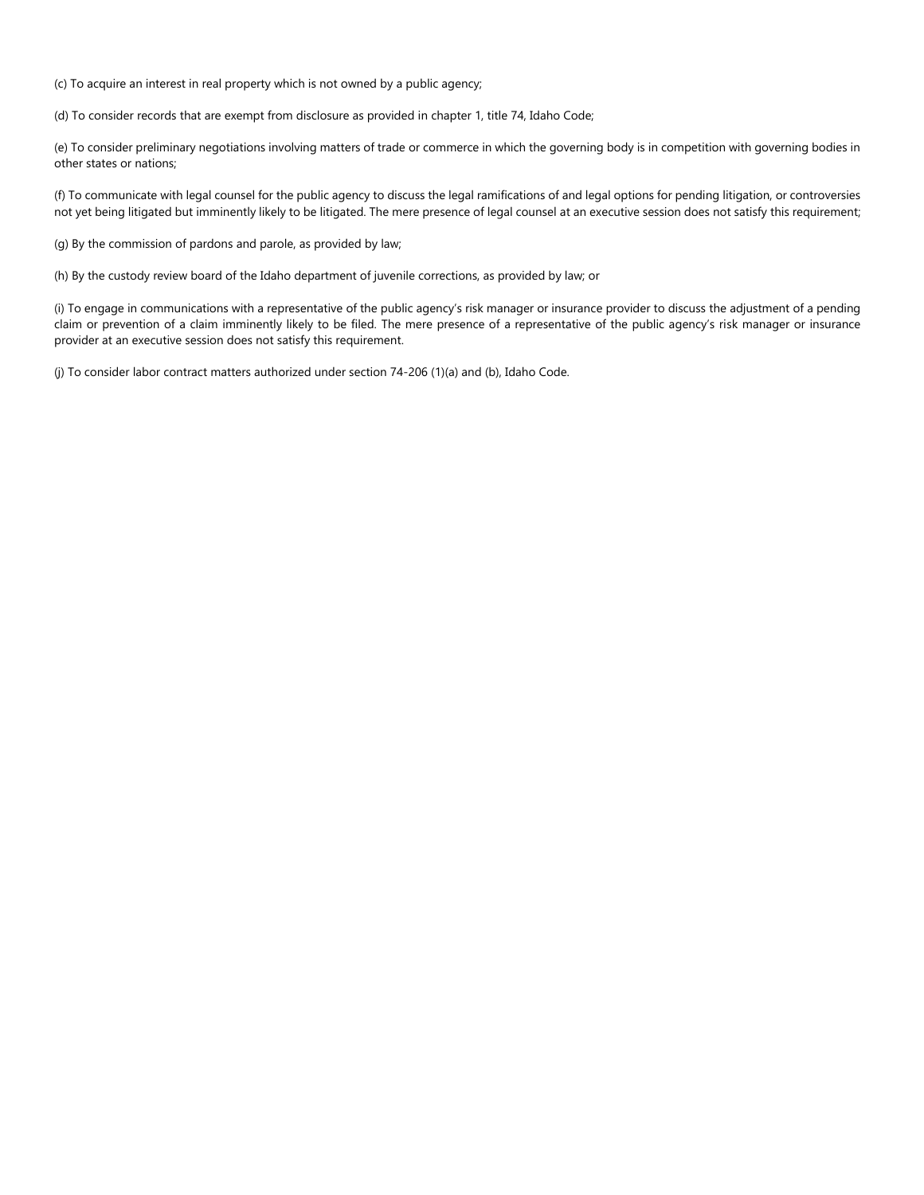(c) To acquire an interest in real property which is not owned by a public agency;

(d) To consider records that are exempt from disclosure as provided in chapter 1, title 74, Idaho Code;

(e) To consider preliminary negotiations involving matters of trade or commerce in which the governing body is in competition with governing bodies in other states or nations;

(f) To communicate with legal counsel for the public agency to discuss the legal ramifications of and legal options for pending litigation, or controversies not yet being litigated but imminently likely to be litigated. The mere presence of legal counsel at an executive session does not satisfy this requirement;

(g) By the commission of pardons and parole, as provided by law;

(h) By the custody review board of the Idaho department of juvenile corrections, as provided by law; or

(i) To engage in communications with a representative of the public agency's risk manager or insurance provider to discuss the adjustment of a pending claim or prevention of a claim imminently likely to be filed. The mere presence of a representative of the public agency's risk manager or insurance provider at an executive session does not satisfy this requirement.

(j) To consider labor contract matters authorized under section 74-206 (1)(a) and (b), Idaho Code.